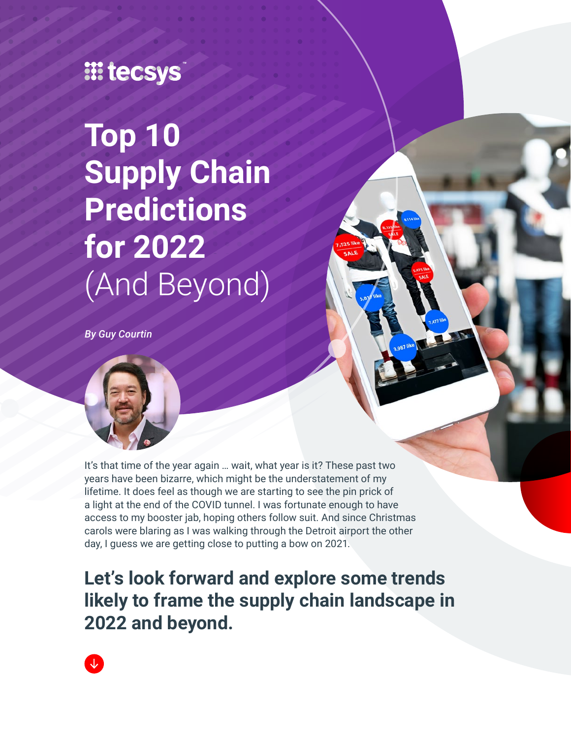tecsys

# Top 10 Supply Chain Predictions for 2022 (And Beyond)

*By Guy Courtin*

It's that time of the year again … wait, what year is it? These past two years have been bizarre, which might be the understatement of my lifetime. It does feel as though we are starting to see the pin prick of a light at the end of the COVID tunnel. I was fortunate enough to have access to my booster jab, hoping others follow suit. And since Christmas carols were blaring as I was walking through the Detroit airport the other day, I guess we are getting close to putting a bow on 2021.

## Let's look forward and explore some trends likely to frame the supply chain landscape in 2022 and beyond.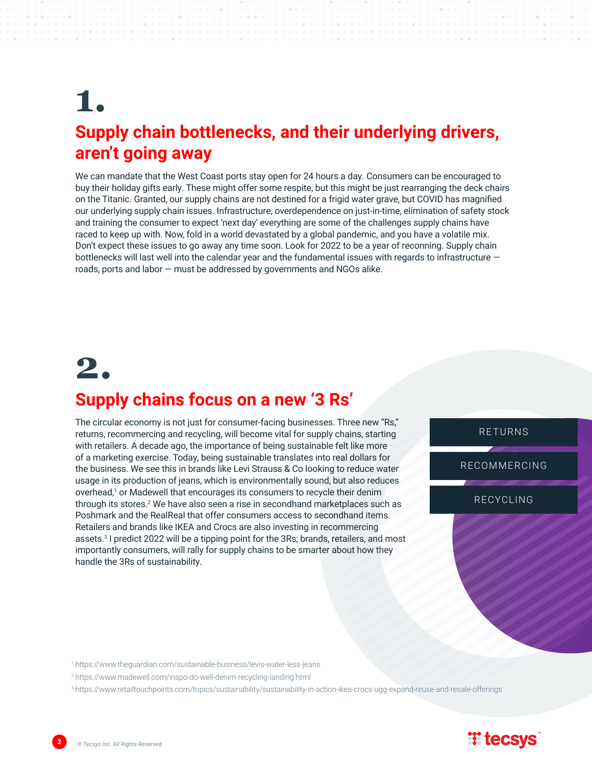# 1.

## Supply chain bottlenecks, and their underlying drivers, aren't going away

We can mandate that the West Coast ports stay open for 24 hours a day. Consumers can be encouraged to buy their holiday gifts early. These might offer some respite, but this might be just rearranging the deck chairs on the Titanic. Granted, our supply chains are not destined for a frigid water grave, but COVID has magnified our underlying supply chain issues. Infrastructure, overdependence on just-in-time, elimination of safety stock and training the consumer to expect 'next day' everything are some of the challenges supply chains have raced to keep up with. Now, fold in a world devastated by a global pandemic, and you have a volatile mix. Don't expect these issues to go away any time soon. Look for 2022 to be a year of reconning. Supply chain bottlenecks will last well into the calendar year and the fundamental issues with regards to infrastructure — roads, ports and labor — must be addressed by governments and NGOs alike.

# 2.

## Supply chains focus on a new '3 Rs'

The circular economy is not just for consumer-facing businesses. Three new "Rs," returns, recommercing and recycling, will become vital for supply chains, starting with retailers. A decade ago, the importance of being sustainable felt like more of a marketing exercise. Today, being sustainable translates into real dollars for the business. We see this in brands like Levi Strauss & Co looking to reduce water usage in its production of jeans, which is environmentally sound, but also reduces overhead,[1] or Madewell that encourages its consumers to recycle their denim through its stores.[2] We have also seen a rise in secondhand marketplaces such as Poshmark and the RealReal that offer consumers access to secondhand items. Retailers and brands like IKEA and Crocs are also investing in recommercing assets.[3] I predict 2022 will be a tipping point for the 3Rs; brands, retailers, and most importantly consumers, will rally for supply chains to be smarter about how they handle the 3Rs of sustainability.

- RETURNS
- RECOMMERCING
- RECYCLING

[1] https://www.theguardian.com/sustainable-business/levis-water-less-jeans

[2] https://www.madewell.com/inspo-do-well-denim-recycling-landing.html

[3] https://www.retailtouchpoints.com/topics/sustainability/sustainability-in-action-ikea-crocs-ugg-expand-reuse-and-resale-offerings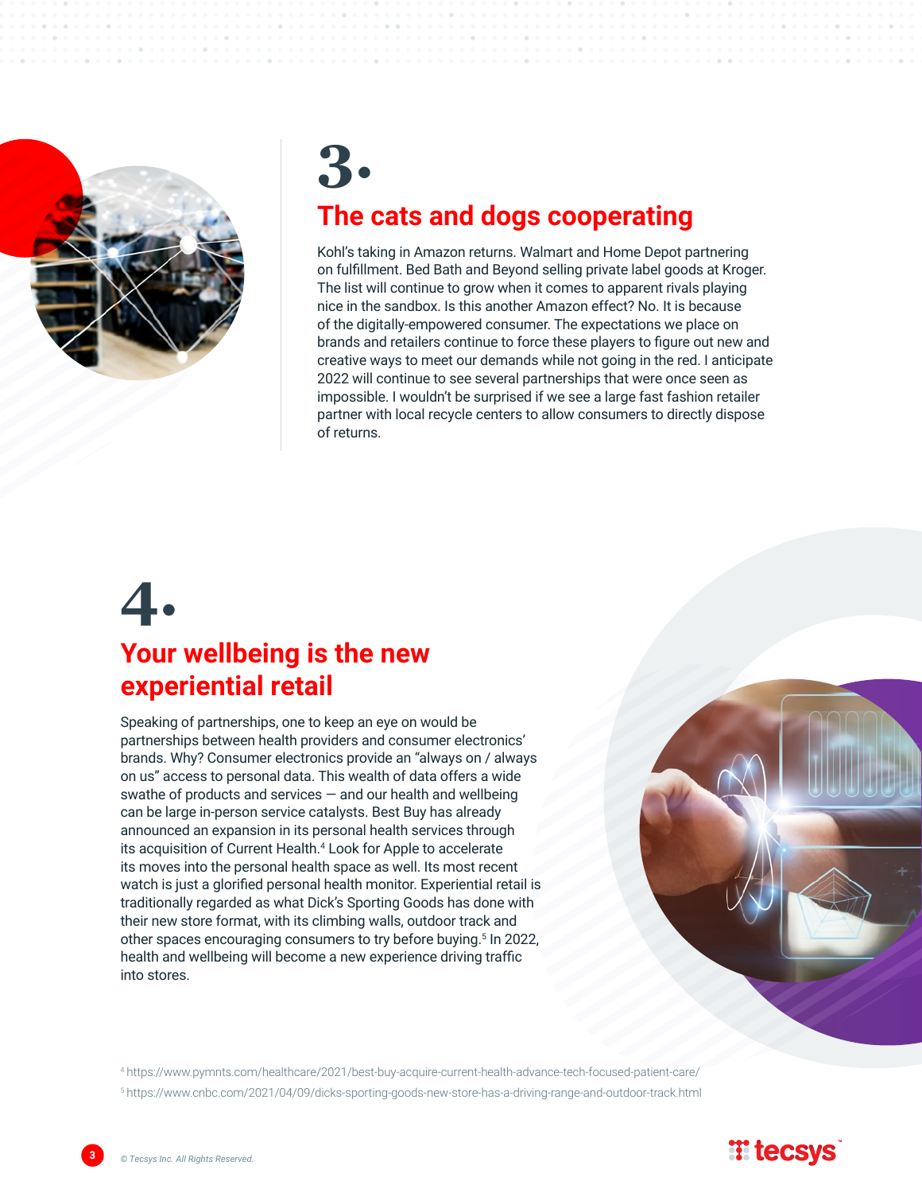# 3.

## The cats and dogs cooperating

Kohl's taking in Amazon returns. Walmart and Home Depot partnering on fulfillment. Bed Bath and Beyond selling private label goods at Kroger. The list will continue to grow when it comes to apparent rivals playing nice in the sandbox. Is this another Amazon effect? No. It is because of the digitally-empowered consumer. The expectations we place on brands and retailers continue to force these players to figure out new and creative ways to meet our demands while not going in the red. I anticipate 2022 will continue to see several partnerships that were once seen as impossible. I wouldn't be surprised if we see a large fast fashion retailer partner with local recycle centers to allow consumers to directly dispose of returns.

# 4.

## Your wellbeing is the new experiential retail

Speaking of partnerships, one to keep an eye on would be partnerships between health providers and consumer electronics' brands. Why? Consumer electronics provide an "always on / always on us" access to personal data. This wealth of data offers a wide swathe of products and services — and our health and wellbeing can be large in-person service catalysts. Best Buy has already announced an expansion in its personal health services through its acquisition of Current Health.[4] Look for Apple to accelerate its moves into the personal health space as well. Its most recent watch is just a glorified personal health monitor. Experiential retail is traditionally regarded as what Dick's Sporting Goods has done with their new store format, with its climbing walls, outdoor track and other spaces encouraging consumers to try before buying.[5] In 2022, health and wellbeing will become a new experience driving traffic into stores.

[4] https://www.pymnts.com/healthcare/2021/best-buy-acquire-current-health-advance-tech-focused-patient-care/

[5] https://www.cnbc.com/2021/04/09/dicks-sporting-goods-new-store-has-a-driving-range-and-outdoor-track.html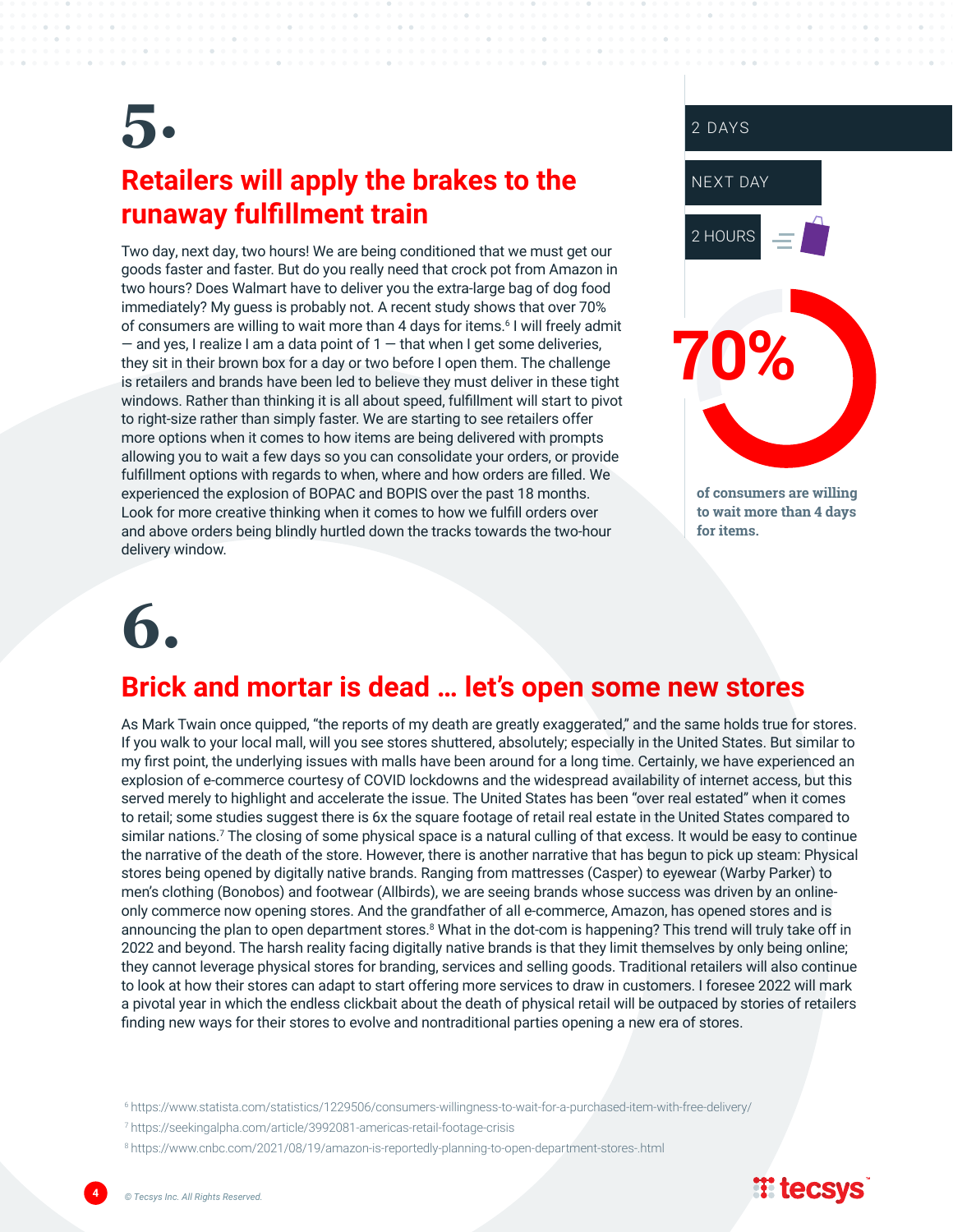# 5.

## Retailers will apply the brakes to the runaway fulfillment train

Two day, next day, two hours! We are being conditioned that we must get our goods faster and faster. But do you really need that crock pot from Amazon in two hours? Does Walmart have to deliver you the extra-large bag of dog food immediately? My guess is probably not. A recent study shows that over 70% of consumers are willing to wait more than 4 days for items.[6] I will freely admit — and yes, I realize I am a data point of 1 — that when I get some deliveries, they sit in their brown box for a day or two before I open them. The challenge is retailers and brands have been led to believe they must deliver in these tight windows. Rather than thinking it is all about speed, fulfillment will start to pivot to right-size rather than simply faster. We are starting to see retailers offer more options when it comes to how items are being delivered with prompts allowing you to wait a few days so you can consolidate your orders, or provide fulfillment options with regards to when, where and how orders are filled. We experienced the explosion of BOPAC and BOPIS over the past 18 months. Look for more creative thinking when it comes to how we fulfill orders over and above orders being blindly hurtled down the tracks towards the two-hour delivery window.

2 DAYS

NEXT DAY

2 HOURS

**70%**

**of consumers are willing to wait more than 4 days for items.**

# 6.

## Brick and mortar is dead … let's open some new stores

As Mark Twain once quipped, "the reports of my death are greatly exaggerated," and the same holds true for stores. If you walk to your local mall, will you see stores shuttered, absolutely; especially in the United States. But similar to my first point, the underlying issues with malls have been around for a long time. Certainly, we have experienced an explosion of e-commerce courtesy of COVID lockdowns and the widespread availability of internet access, but this served merely to highlight and accelerate the issue. The United States has been "over real estated" when it comes to retail; some studies suggest there is 6x the square footage of retail real estate in the United States compared to similar nations.[7] The closing of some physical space is a natural culling of that excess. It would be easy to continue the narrative of the death of the store. However, there is another narrative that has begun to pick up steam: Physical stores being opened by digitally native brands. Ranging from mattresses (Casper) to eyewear (Warby Parker) to men's clothing (Bonobos) and footwear (Allbirds), we are seeing brands whose success was driven by an online-only commerce now opening stores. And the grandfather of all e-commerce, Amazon, has opened stores and is announcing the plan to open department stores.[8] What in the dot-com is happening? This trend will truly take off in 2022 and beyond. The harsh reality facing digitally native brands is that they limit themselves by only being online; they cannot leverage physical stores for branding, services and selling goods. Traditional retailers will also continue to look at how their stores can adapt to start offering more services to draw in customers. I foresee 2022 will mark a pivotal year in which the endless clickbait about the death of physical retail will be outpaced by stories of retailers finding new ways for their stores to evolve and nontraditional parties opening a new era of stores.

[6] https://www.statista.com/statistics/1229506/consumers-willingness-to-wait-for-a-purchased-item-with-free-delivery/

[7] https://seekingalpha.com/article/3992081-americas-retail-footage-crisis

[8] https://www.cnbc.com/2021/08/19/amazon-is-reportedly-planning-to-open-department-stores-.html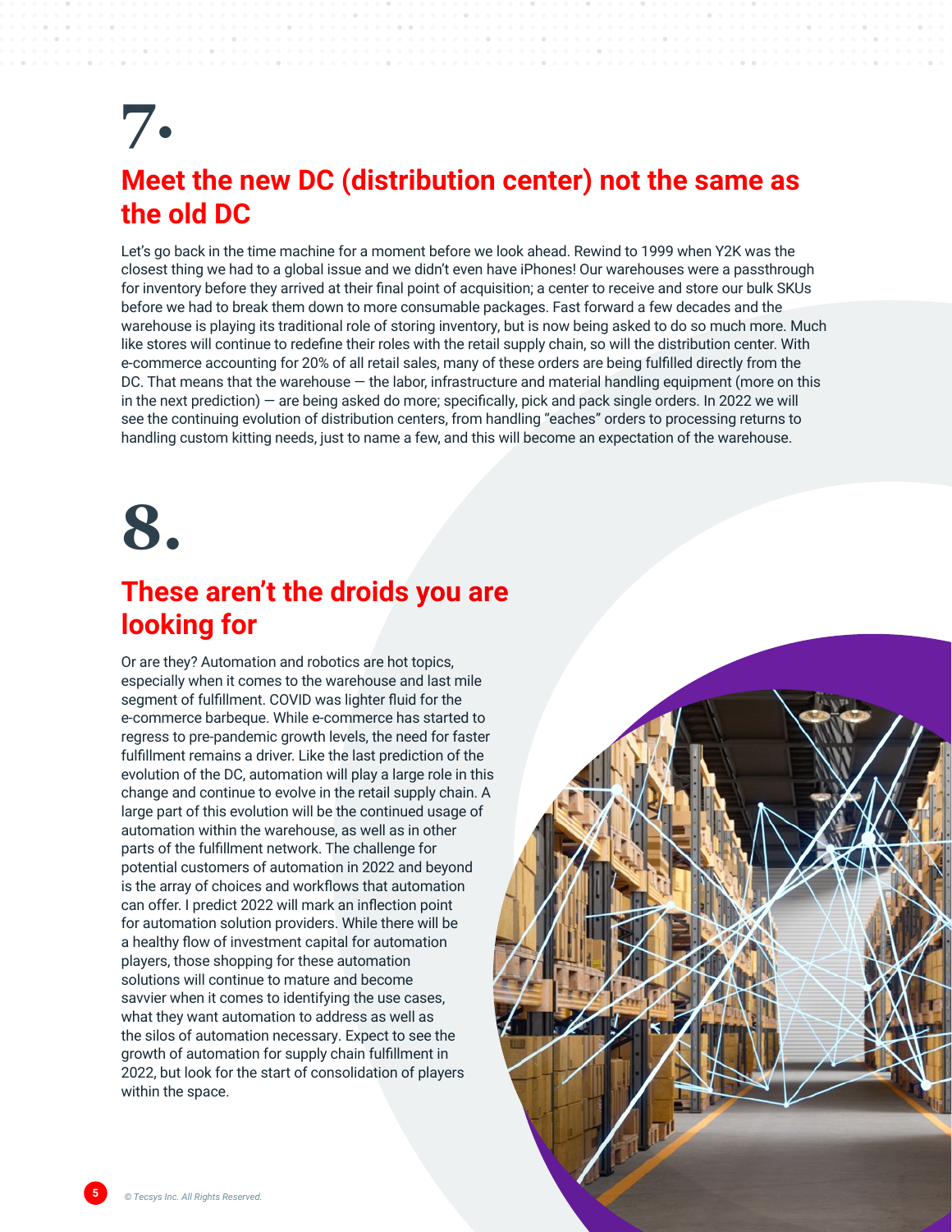# 7.

## Meet the new DC (distribution center) not the same as the old DC

Let's go back in the time machine for a moment before we look ahead. Rewind to 1999 when Y2K was the closest thing we had to a global issue and we didn't even have iPhones! Our warehouses were a passthrough for inventory before they arrived at their final point of acquisition; a center to receive and store our bulk SKUs before we had to break them down to more consumable packages. Fast forward a few decades and the warehouse is playing its traditional role of storing inventory, but is now being asked to do so much more. Much like stores will continue to redefine their roles with the retail supply chain, so will the distribution center. With e-commerce accounting for 20% of all retail sales, many of these orders are being fulfilled directly from the DC. That means that the warehouse — the labor, infrastructure and material handling equipment (more on this in the next prediction) — are being asked do more; specifically, pick and pack single orders. In 2022 we will see the continuing evolution of distribution centers, from handling "eaches" orders to processing returns to handling custom kitting needs, just to name a few, and this will become an expectation of the warehouse.

# 8.

## These aren't the droids you are looking for

Or are they? Automation and robotics are hot topics, especially when it comes to the warehouse and last mile segment of fulfillment. COVID was lighter fluid for the e-commerce barbeque. While e-commerce has started to regress to pre-pandemic growth levels, the need for faster fulfillment remains a driver. Like the last prediction of the evolution of the DC, automation will play a large role in this change and continue to evolve in the retail supply chain. A large part of this evolution will be the continued usage of automation within the warehouse, as well as in other parts of the fulfillment network. The challenge for potential customers of automation in 2022 and beyond is the array of choices and workflows that automation can offer. I predict 2022 will mark an inflection point for automation solution providers. While there will be a healthy flow of investment capital for automation players, those shopping for these automation solutions will continue to mature and become savvier when it comes to identifying the use cases, what they want automation to address as well as the silos of automation necessary. Expect to see the growth of automation for supply chain fulfillment in 2022, but look for the start of consolidation of players within the space.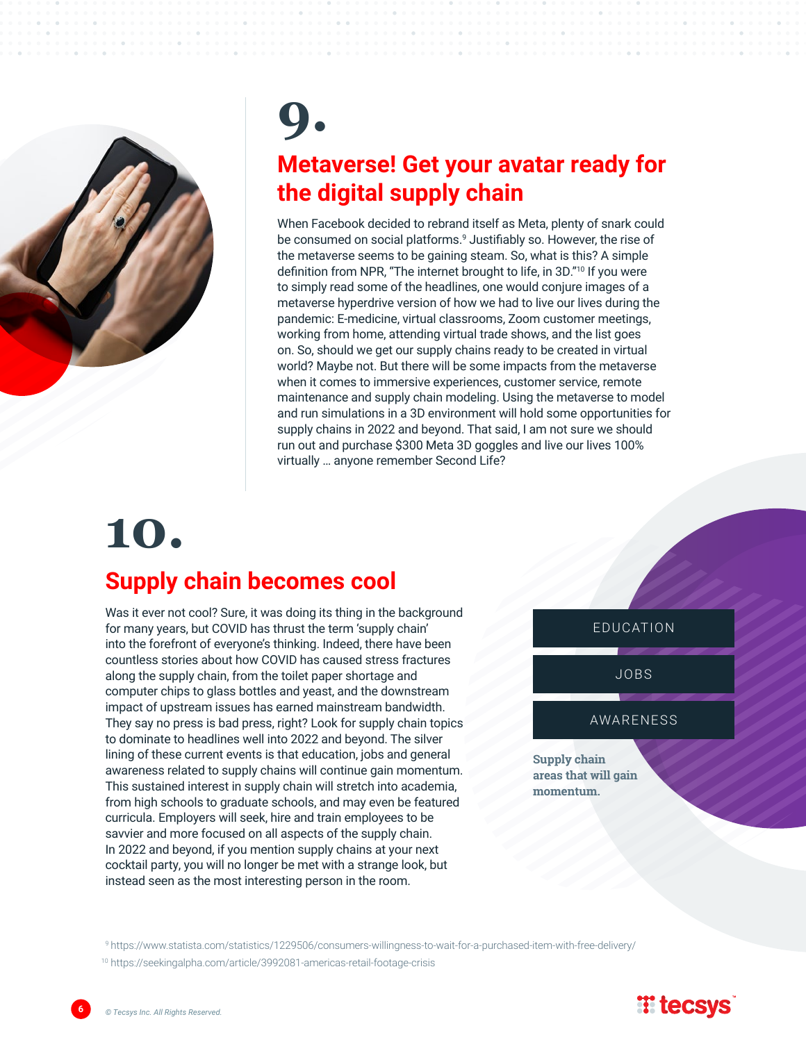# 9.

## Metaverse! Get your avatar ready for the digital supply chain

When Facebook decided to rebrand itself as Meta, plenty of snark could be consumed on social platforms.[9] Justifiably so. However, the rise of the metaverse seems to be gaining steam. So, what is this? A simple definition from NPR, "The internet brought to life, in 3D."[10] If you were to simply read some of the headlines, one would conjure images of a metaverse hyperdrive version of how we had to live our lives during the pandemic: E-medicine, virtual classrooms, Zoom customer meetings, working from home, attending virtual trade shows, and the list goes on. So, should we get our supply chains ready to be created in virtual world? Maybe not. But there will be some impacts from the metaverse when it comes to immersive experiences, customer service, remote maintenance and supply chain modeling. Using the metaverse to model and run simulations in a 3D environment will hold some opportunities for supply chains in 2022 and beyond. That said, I am not sure we should run out and purchase $300 Meta 3D goggles and live our lives 100% virtually … anyone remember Second Life?

# 10.

## Supply chain becomes cool

Was it ever not cool? Sure, it was doing its thing in the background for many years, but COVID has thrust the term 'supply chain' into the forefront of everyone's thinking. Indeed, there have been countless stories about how COVID has caused stress fractures along the supply chain, from the toilet paper shortage and computer chips to glass bottles and yeast, and the downstream impact of upstream issues has earned mainstream bandwidth. They say no press is bad press, right? Look for supply chain topics to dominate to headlines well into 2022 and beyond. The silver lining of these current events is that education, jobs and general awareness related to supply chains will continue gain momentum. This sustained interest in supply chain will stretch into academia, from high schools to graduate schools, and may even be featured curricula. Employers will seek, hire and train employees to be savvier and more focused on all aspects of the supply chain. In 2022 and beyond, if you mention supply chains at your next cocktail party, you will no longer be met with a strange look, but instead seen as the most interesting person in the room.

EDUCATION

JOBS

AWARENESS

**Supply chain areas that will gain momentum.**

[9] https://www.statista.com/statistics/1229506/consumers-willingness-to-wait-for-a-purchased-item-with-free-delivery/

[10] https://seekingalpha.com/article/3992081-americas-retail-footage-crisis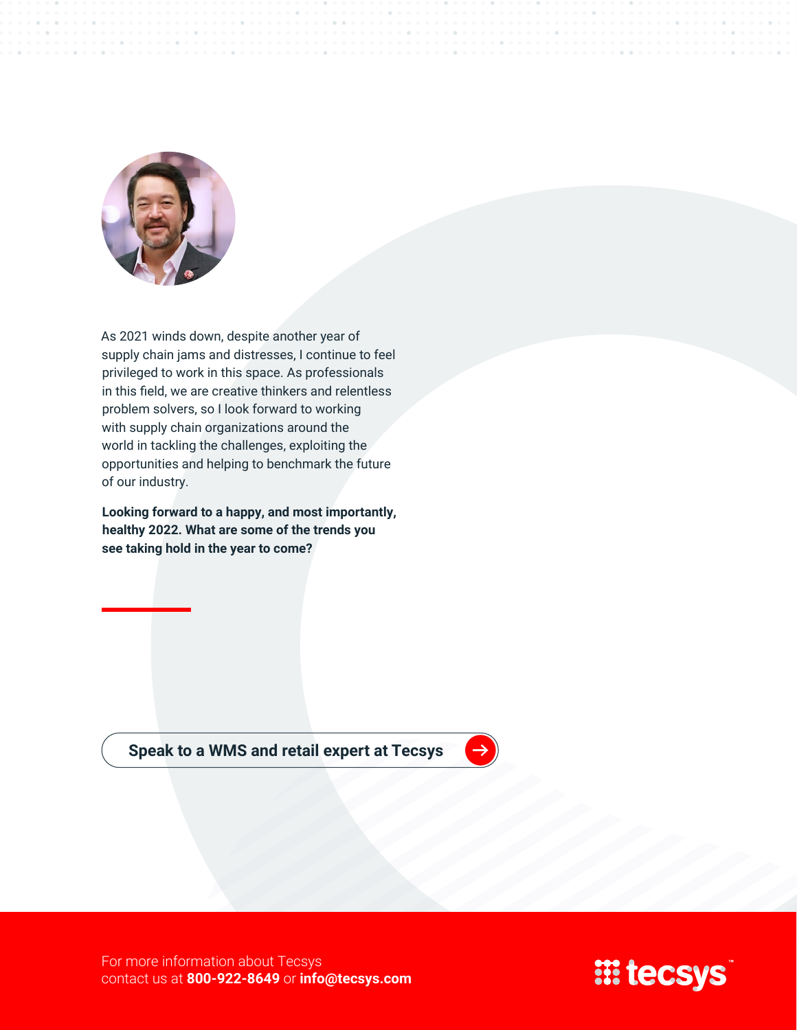As 2021 winds down, despite another year of supply chain jams and distresses, I continue to feel privileged to work in this space. As professionals in this field, we are creative thinkers and relentless problem solvers, so I look forward to working with supply chain organizations around the world in tackling the challenges, exploiting the opportunities and helping to benchmark the future of our industry.

**Looking forward to a happy, and most importantly, healthy 2022. What are some of the trends you see taking hold in the year to come?**

**Speak to a WMS and retail expert at Tecsys**

For more information about Tecsys
contact us at **800-922-8649** or **info@tecsys.com**